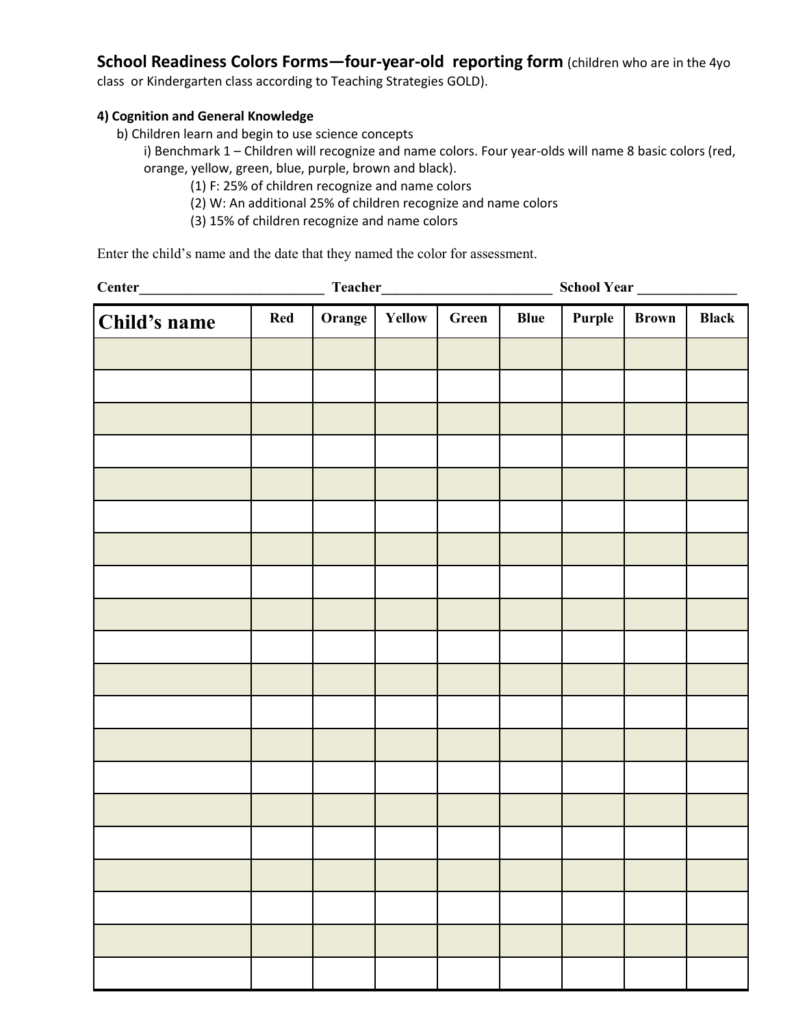**School Readiness Colors Forms—four-year-old reporting form** (children who are in the 4yo class or Kindergarten class according to Teaching Strategies GOLD).

**4) Cognition and General Knowledge**

b) Children learn and begin to use science concepts

i) Benchmark 1 – Children will recognize and name colors. Four year-olds will name 8 basic colors (red, orange, yellow, green, blue, purple, brown and black).

(1) F: 25% of children recognize and name colors

(2) W: An additional 25% of children recognize and name colors

(3) 15% of children recognize and name colors

Enter the child's name and the date that they named the color for assessment.

**Center**__________________________ **Teacher**________________________ **School Year** ______________

| Child's name | Red | Orange | Yellow | Green | Blue | Purple | Brown | Black |
|---|---|---|---|---|---|---|---|---|
| | | | | | | | | |
| | | | | | | | | |
| | | | | | | | | |
| | | | | | | | | |
| | | | | | | | | |
| | | | | | | | | |
| | | | | | | | | |
| | | | | | | | | |
| | | | | | | | | |
| | | | | | | | | |
| | | | | | | | | |
| | | | | | | | | |
| | | | | | | | | |
| | | | | | | | | |
| | | | | | | | | |
| | | | | | | | | |
| | | | | | | | | |
| | | | | | | | | |
| | | | | | | | | |
| | | | | | | | | |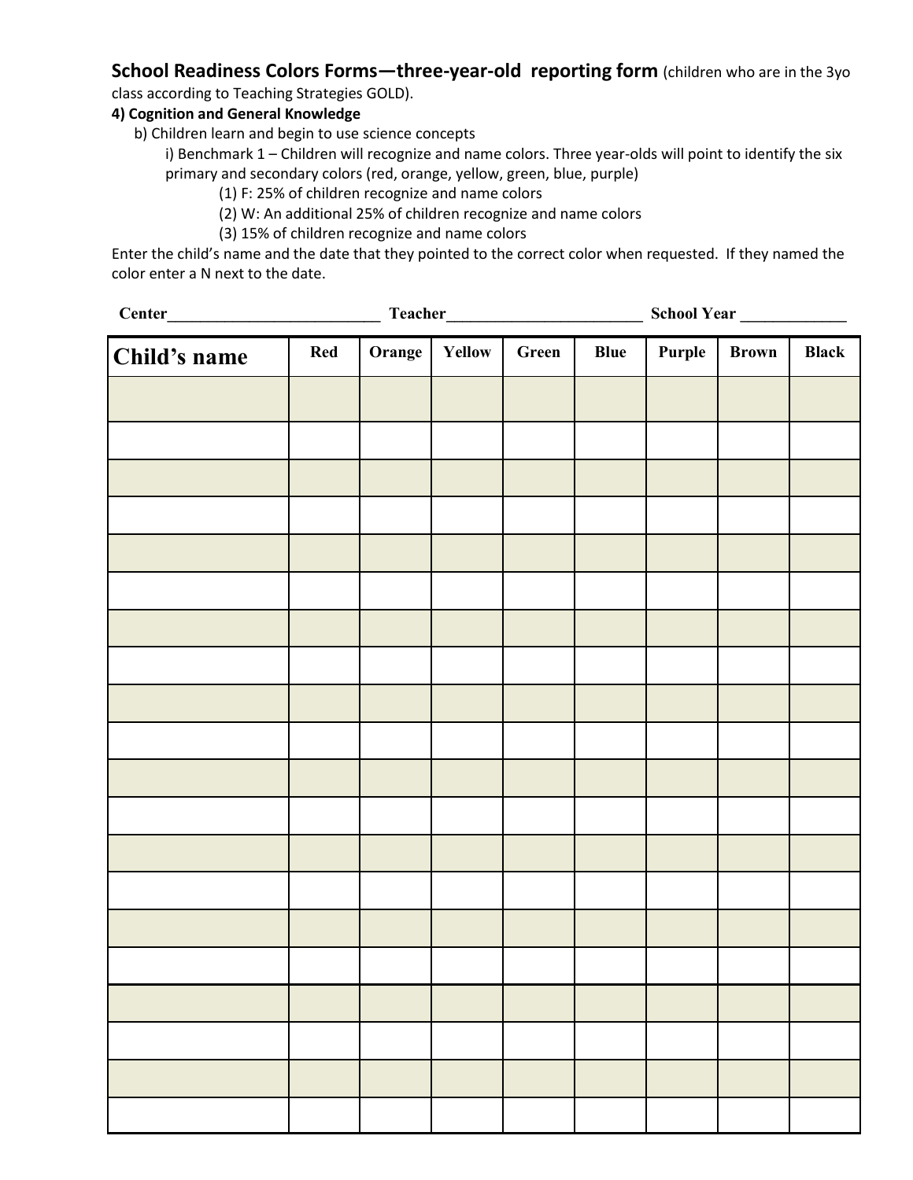**School Readiness Colors Forms—three-year-old reporting form** (children who are in the 3yo class according to Teaching Strategies GOLD).

**4) Cognition and General Knowledge**

b) Children learn and begin to use science concepts

i) Benchmark 1 – Children will recognize and name colors. Three year-olds will point to identify the six primary and secondary colors (red, orange, yellow, green, blue, purple)

(1) F: 25% of children recognize and name colors

(2) W: An additional 25% of children recognize and name colors

(3) 15% of children recognize and name colors

Enter the child's name and the date that they pointed to the correct color when requested. If they named the color enter a N next to the date.

**Center**__________________________ **Teacher**________________________ **School Year** _____________

| Child's name | Red | Orange | Yellow | Green | Blue | Purple | Brown | Black |
|---|---|---|---|---|---|---|---|---|
| | | | | | | | | |
| | | | | | | | | |
| | | | | | | | | |
| | | | | | | | | |
| | | | | | | | | |
| | | | | | | | | |
| | | | | | | | | |
| | | | | | | | | |
| | | | | | | | | |
| | | | | | | | | |
| | | | | | | | | |
| | | | | | | | | |
| | | | | | | | | |
| | | | | | | | | |
| | | | | | | | | |
| | | | | | | | | |
| | | | | | | | | |
| | | | | | | | | |
| | | | | | | | | |
| | | | | | | | | |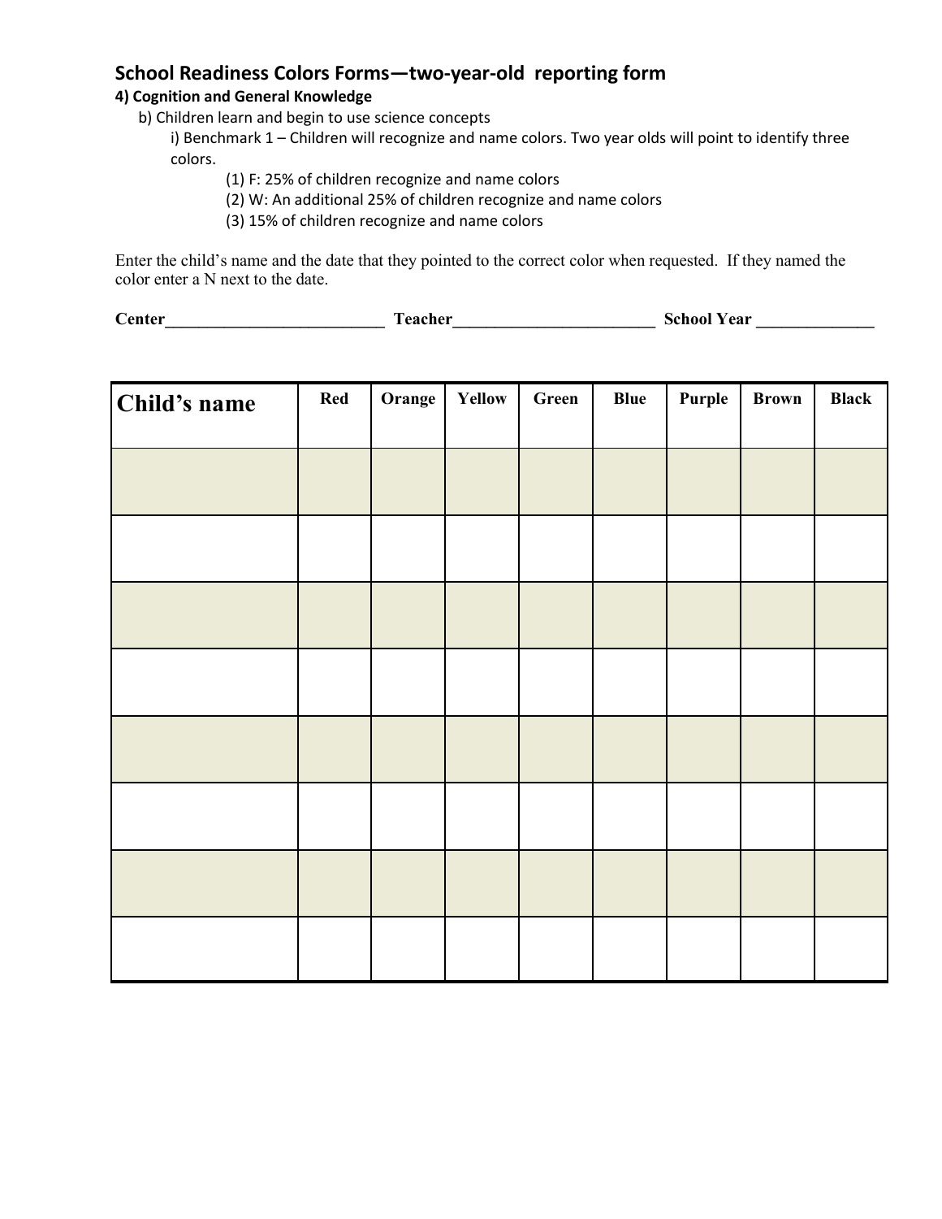## School Readiness Colors Forms—two-year-old reporting form

**4) Cognition and General Knowledge**

b) Children learn and begin to use science concepts

i) Benchmark 1 – Children will recognize and name colors. Two year olds will point to identify three colors.

(1) F: 25% of children recognize and name colors

(2) W: An additional 25% of children recognize and name colors

(3) 15% of children recognize and name colors

Enter the child's name and the date that they pointed to the correct color when requested. If they named the color enter a N next to the date.

**Center**__________________________ **Teacher**________________________ **School Year** ______________

| Child's name | Red | Orange | Yellow | Green | Blue | Purple | Brown | Black |
|---|---|---|---|---|---|---|---|---|
| | | | | | | | | |
| | | | | | | | | |
| | | | | | | | | |
| | | | | | | | | |
| | | | | | | | | |
| | | | | | | | | |
| | | | | | | | | |
| | | | | | | | | |